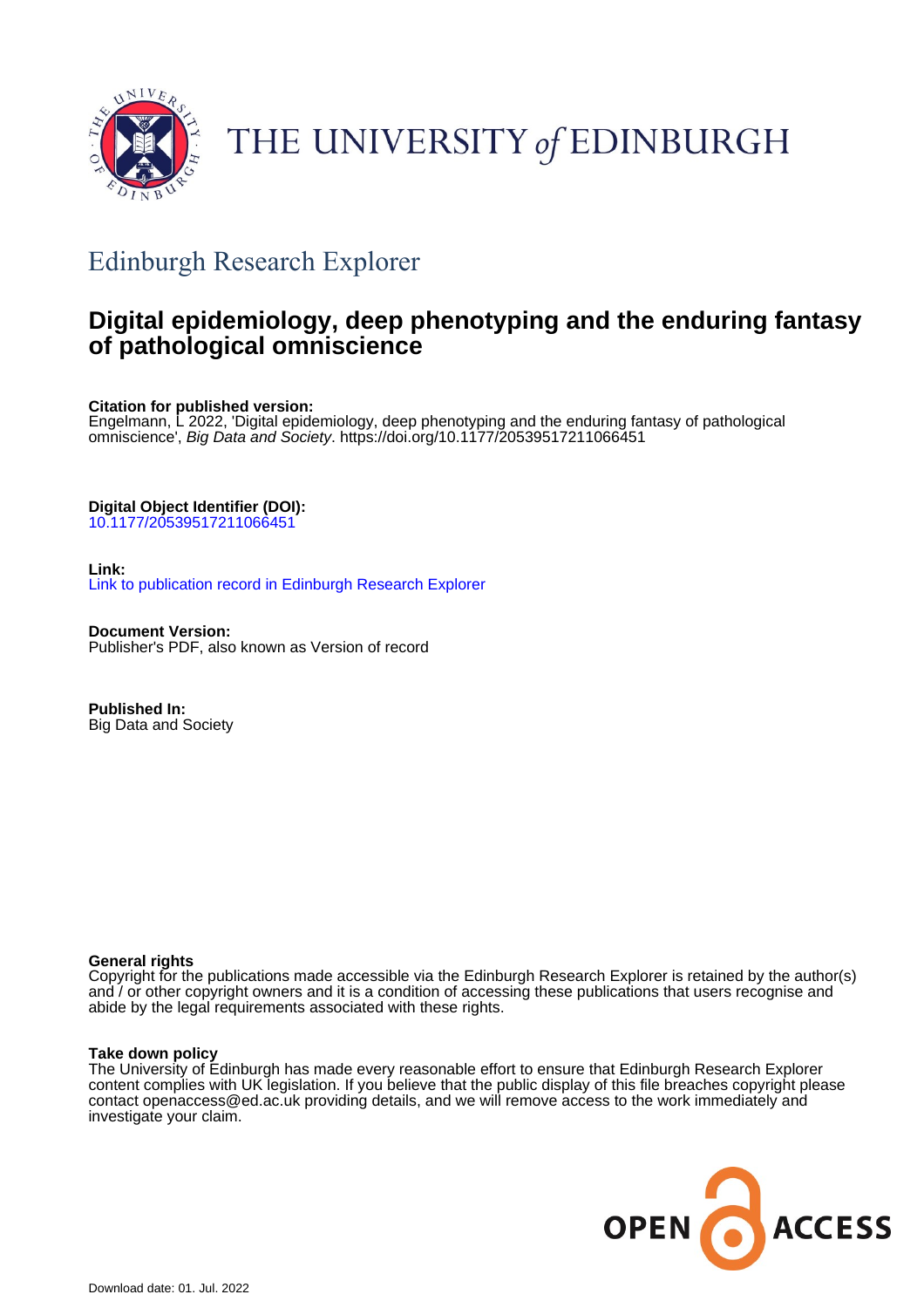# THE UNIVERSITY of EDINBURGH

## Edinburgh Research Explorer

# Digital epidemiology, deep phenotyping and the enduring fantasy of pathological omniscience

**Citation for published version:**
Engelmann, L 2022, 'Digital epidemiology, deep phenotyping and the enduring fantasy of pathological omniscience', *Big Data and Society*. https://doi.org/10.1177/20539517211066451

**Digital Object Identifier (DOI):**
10.1177/20539517211066451

**Link:**
Link to publication record in Edinburgh Research Explorer

**Document Version:**
Publisher's PDF, also known as Version of record

**Published In:**
Big Data and Society

**General rights**
Copyright for the publications made accessible via the Edinburgh Research Explorer is retained by the author(s) and / or other copyright owners and it is a condition of accessing these publications that users recognise and abide by the legal requirements associated with these rights.

**Take down policy**
The University of Edinburgh has made every reasonable effort to ensure that Edinburgh Research Explorer content complies with UK legislation. If you believe that the public display of this file breaches copyright please contact openaccess@ed.ac.uk providing details, and we will remove access to the work immediately and investigate your claim.

OPEN ACCESS

Download date: 01. Jul. 2022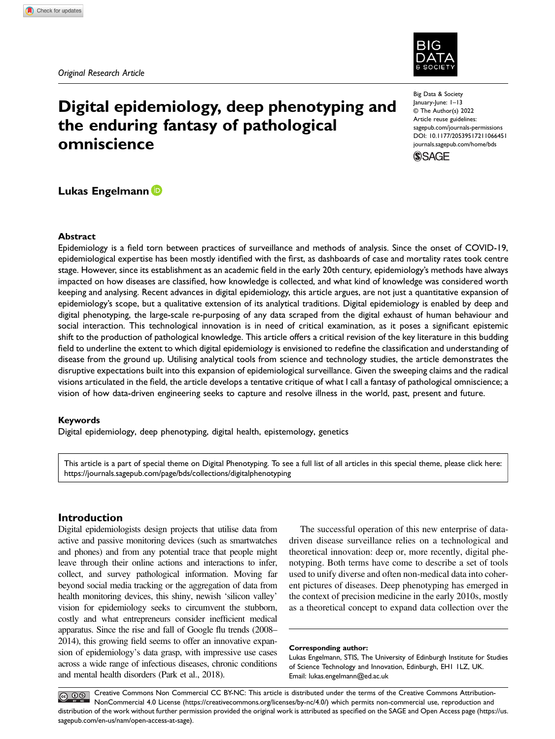Original Research Article

# Digital epidemiology, deep phenotyping and the enduring fantasy of pathological omniscience

Big Data & Society
January-June: 1–13
© The Author(s) 2022
Article reuse guidelines:
sagepub.com/journals-permissions
DOI: 10.1177/20539517211066451
journals.sagepub.com/home/bds

**Lukas Engelmann**

## Abstract

Epidemiology is a field torn between practices of surveillance and methods of analysis. Since the onset of COVID-19, epidemiological expertise has been mostly identified with the first, as dashboards of case and mortality rates took centre stage. However, since its establishment as an academic field in the early 20th century, epidemiology's methods have always impacted on how diseases are classified, how knowledge is collected, and what kind of knowledge was considered worth keeping and analysing. Recent advances in digital epidemiology, this article argues, are not just a quantitative expansion of epidemiology's scope, but a qualitative extension of its analytical traditions. Digital epidemiology is enabled by deep and digital phenotyping, the large-scale re-purposing of any data scraped from the digital exhaust of human behaviour and social interaction. This technological innovation is in need of critical examination, as it poses a significant epistemic shift to the production of pathological knowledge. This article offers a critical revision of the key literature in this budding field to underline the extent to which digital epidemiology is envisioned to redefine the classification and understanding of disease from the ground up. Utilising analytical tools from science and technology studies, the article demonstrates the disruptive expectations built into this expansion of epidemiological surveillance. Given the sweeping claims and the radical visions articulated in the field, the article develops a tentative critique of what I call a fantasy of pathological omniscience; a vision of how data-driven engineering seeks to capture and resolve illness in the world, past, present and future.

### Keywords

Digital epidemiology, deep phenotyping, digital health, epistemology, genetics

This article is a part of special theme on Digital Phenotyping. To see a full list of all articles in this special theme, please click here: https://journals.sagepub.com/page/bds/collections/digitalphenotyping

## Introduction

Digital epidemiologists design projects that utilise data from active and passive monitoring devices (such as smartwatches and phones) and from any potential trace that people might leave through their online actions and interactions to infer, collect, and survey pathological information. Moving far beyond social media tracking or the aggregation of data from health monitoring devices, this shiny, newish 'silicon valley' vision for epidemiology seeks to circumvent the stubborn, costly and what entrepreneurs consider inefficient medical apparatus. Since the rise and fall of Google flu trends (2008–2014), this growing field seems to offer an innovative expansion of epidemiology's data grasp, with impressive use cases across a wide range of infectious diseases, chronic conditions and mental health disorders (Park et al., 2018).

The successful operation of this new enterprise of data-driven disease surveillance relies on a technological and theoretical innovation: deep or, more recently, digital phenotyping. Both terms have come to describe a set of tools used to unify diverse and often non-medical data into coherent pictures of diseases. Deep phenotyping has emerged in the context of precision medicine in the early 2010s, mostly as a theoretical concept to expand data collection over the

**Corresponding author:**
Lukas Engelmann, STIS, The University of Edinburgh Institute for Studies of Science Technology and Innovation, Edinburgh, EH1 1LZ, UK.
Email: lukas.engelmann@ed.ac.uk

Creative Commons Non Commercial CC BY-NC: This article is distributed under the terms of the Creative Commons Attribution-NonCommercial 4.0 License (https://creativecommons.org/licenses/by-nc/4.0/) which permits non-commercial use, reproduction and distribution of the work without further permission provided the original work is attributed as specified on the SAGE and Open Access page (https://us.sagepub.com/en-us/nam/open-access-at-sage).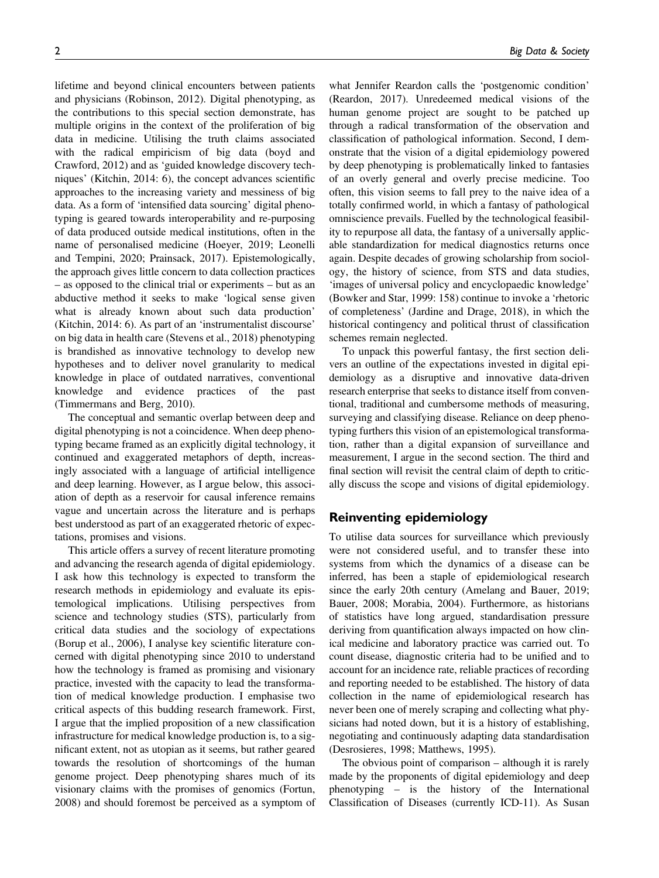lifetime and beyond clinical encounters between patients and physicians (Robinson, 2012). Digital phenotyping, as the contributions to this special section demonstrate, has multiple origins in the context of the proliferation of big data in medicine. Utilising the truth claims associated with the radical empiricism of big data (boyd and Crawford, 2012) and as 'guided knowledge discovery techniques' (Kitchin, 2014: 6), the concept advances scientific approaches to the increasing variety and messiness of big data. As a form of 'intensified data sourcing' digital phenotyping is geared towards interoperability and re-purposing of data produced outside medical institutions, often in the name of personalised medicine (Hoeyer, 2019; Leonelli and Tempini, 2020; Prainsack, 2017). Epistemologically, the approach gives little concern to data collection practices – as opposed to the clinical trial or experiments – but as an abductive method it seeks to make 'logical sense given what is already known about such data production' (Kitchin, 2014: 6). As part of an 'instrumentalist discourse' on big data in health care (Stevens et al., 2018) phenotyping is brandished as innovative technology to develop new hypotheses and to deliver novel granularity to medical knowledge in place of outdated narratives, conventional knowledge and evidence practices of the past (Timmermans and Berg, 2010).

The conceptual and semantic overlap between deep and digital phenotyping is not a coincidence. When deep phenotyping became framed as an explicitly digital technology, it continued and exaggerated metaphors of depth, increasingly associated with a language of artificial intelligence and deep learning. However, as I argue below, this association of depth as a reservoir for causal inference remains vague and uncertain across the literature and is perhaps best understood as part of an exaggerated rhetoric of expectations, promises and visions.

This article offers a survey of recent literature promoting and advancing the research agenda of digital epidemiology. I ask how this technology is expected to transform the research methods in epidemiology and evaluate its epistemological implications. Utilising perspectives from science and technology studies (STS), particularly from critical data studies and the sociology of expectations (Borup et al., 2006), I analyse key scientific literature concerned with digital phenotyping since 2010 to understand how the technology is framed as promising and visionary practice, invested with the capacity to lead the transformation of medical knowledge production. I emphasise two critical aspects of this budding research framework. First, I argue that the implied proposition of a new classification infrastructure for medical knowledge production is, to a significant extent, not as utopian as it seems, but rather geared towards the resolution of shortcomings of the human genome project. Deep phenotyping shares much of its visionary claims with the promises of genomics (Fortun, 2008) and should foremost be perceived as a symptom of what Jennifer Reardon calls the 'postgenomic condition' (Reardon, 2017). Unredeemed medical visions of the human genome project are sought to be patched up through a radical transformation of the observation and classification of pathological information. Second, I demonstrate that the vision of a digital epidemiology powered by deep phenotyping is problematically linked to fantasies of an overly general and overly precise medicine. Too often, this vision seems to fall prey to the naive idea of a totally confirmed world, in which a fantasy of pathological omniscience prevails. Fuelled by the technological feasibility to repurpose all data, the fantasy of a universally applicable standardization for medical diagnostics returns once again. Despite decades of growing scholarship from sociology, the history of science, from STS and data studies, 'images of universal policy and encyclopaedic knowledge' (Bowker and Star, 1999: 158) continue to invoke a 'rhetoric of completeness' (Jardine and Drage, 2018), in which the historical contingency and political thrust of classification schemes remain neglected.

To unpack this powerful fantasy, the first section delivers an outline of the expectations invested in digital epidemiology as a disruptive and innovative data-driven research enterprise that seeks to distance itself from conventional, traditional and cumbersome methods of measuring, surveying and classifying disease. Reliance on deep phenotyping furthers this vision of an epistemological transformation, rather than a digital expansion of surveillance and measurement, I argue in the second section. The third and final section will revisit the central claim of depth to critically discuss the scope and visions of digital epidemiology.

## Reinventing epidemiology

To utilise data sources for surveillance which previously were not considered useful, and to transfer these into systems from which the dynamics of a disease can be inferred, has been a staple of epidemiological research since the early 20th century (Amelang and Bauer, 2019; Bauer, 2008; Morabia, 2004). Furthermore, as historians of statistics have long argued, standardisation pressure deriving from quantification always impacted on how clinical medicine and laboratory practice was carried out. To count disease, diagnostic criteria had to be unified and to account for an incidence rate, reliable practices of recording and reporting needed to be established. The history of data collection in the name of epidemiological research has never been one of merely scraping and collecting what physicians had noted down, but it is a history of establishing, negotiating and continuously adapting data standardisation (Desrosieres, 1998; Matthews, 1995).

The obvious point of comparison – although it is rarely made by the proponents of digital epidemiology and deep phenotyping – is the history of the International Classification of Diseases (currently ICD-11). As Susan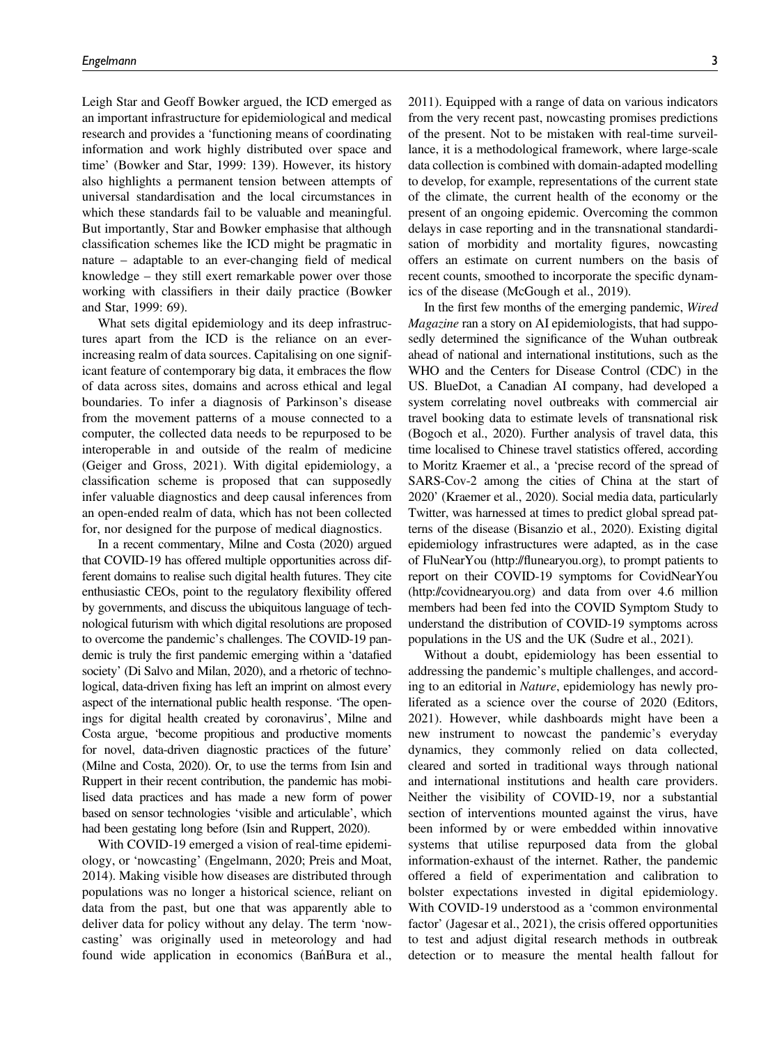Leigh Star and Geoff Bowker argued, the ICD emerged as an important infrastructure for epidemiological and medical research and provides a 'functioning means of coordinating information and work highly distributed over space and time' (Bowker and Star, 1999: 139). However, its history also highlights a permanent tension between attempts of universal standardisation and the local circumstances in which these standards fail to be valuable and meaningful. But importantly, Star and Bowker emphasise that although classification schemes like the ICD might be pragmatic in nature – adaptable to an ever-changing field of medical knowledge – they still exert remarkable power over those working with classifiers in their daily practice (Bowker and Star, 1999: 69).

What sets digital epidemiology and its deep infrastructures apart from the ICD is the reliance on an ever-increasing realm of data sources. Capitalising on one significant feature of contemporary big data, it embraces the flow of data across sites, domains and across ethical and legal boundaries. To infer a diagnosis of Parkinson's disease from the movement patterns of a mouse connected to a computer, the collected data needs to be repurposed to be interoperable in and outside of the realm of medicine (Geiger and Gross, 2021). With digital epidemiology, a classification scheme is proposed that can supposedly infer valuable diagnostics and deep causal inferences from an open-ended realm of data, which has not been collected for, nor designed for the purpose of medical diagnostics.

In a recent commentary, Milne and Costa (2020) argued that COVID-19 has offered multiple opportunities across different domains to realise such digital health futures. They cite enthusiastic CEOs, point to the regulatory flexibility offered by governments, and discuss the ubiquitous language of technological futurism with which digital resolutions are proposed to overcome the pandemic's challenges. The COVID-19 pandemic is truly the first pandemic emerging within a 'datafied society' (Di Salvo and Milan, 2020), and a rhetoric of technological, data-driven fixing has left an imprint on almost every aspect of the international public health response. 'The openings for digital health created by coronavirus', Milne and Costa argue, 'become propitious and productive moments for novel, data-driven diagnostic practices of the future' (Milne and Costa, 2020). Or, to use the terms from Isin and Ruppert in their recent contribution, the pandemic has mobilised data practices and has made a new form of power based on sensor technologies 'visible and articulable', which had been gestating long before (Isin and Ruppert, 2020).

With COVID-19 emerged a vision of real-time epidemiology, or 'nowcasting' (Engelmann, 2020; Preis and Moat, 2014). Making visible how diseases are distributed through populations was no longer a historical science, reliant on data from the past, but one that was apparently able to deliver data for policy without any delay. The term 'nowcasting' was originally used in meteorology and had found wide application in economics (Bańbura et al., 2011). Equipped with a range of data on various indicators from the very recent past, nowcasting promises predictions of the present. Not to be mistaken with real-time surveillance, it is a methodological framework, where large-scale data collection is combined with domain-adapted modelling to develop, for example, representations of the current state of the climate, the current health of the economy or the present of an ongoing epidemic. Overcoming the common delays in case reporting and in the transnational standardisation of morbidity and mortality figures, nowcasting offers an estimate on current numbers on the basis of recent counts, smoothed to incorporate the specific dynamics of the disease (McGough et al., 2019).

In the first few months of the emerging pandemic, *Wired Magazine* ran a story on AI epidemiologists, that had supposedly determined the significance of the Wuhan outbreak ahead of national and international institutions, such as the WHO and the Centers for Disease Control (CDC) in the US. BlueDot, a Canadian AI company, had developed a system correlating novel outbreaks with commercial air travel booking data to estimate levels of transnational risk (Bogoch et al., 2020). Further analysis of travel data, this time localised to Chinese travel statistics offered, according to Moritz Kraemer et al., a 'precise record of the spread of SARS-Cov-2 among the cities of China at the start of 2020' (Kraemer et al., 2020). Social media data, particularly Twitter, was harnessed at times to predict global spread patterns of the disease (Bisanzio et al., 2020). Existing digital epidemiology infrastructures were adapted, as in the case of FluNearYou (http://flunearyou.org), to prompt patients to report on their COVID-19 symptoms for CovidNearYou (http://covidnearyou.org) and data from over 4.6 million members had been fed into the COVID Symptom Study to understand the distribution of COVID-19 symptoms across populations in the US and the UK (Sudre et al., 2021).

Without a doubt, epidemiology has been essential to addressing the pandemic's multiple challenges, and according to an editorial in *Nature*, epidemiology has newly proliferated as a science over the course of 2020 (Editors, 2021). However, while dashboards might have been a new instrument to nowcast the pandemic's everyday dynamics, they commonly relied on data collected, cleared and sorted in traditional ways through national and international institutions and health care providers. Neither the visibility of COVID-19, nor a substantial section of interventions mounted against the virus, have been informed by or were embedded within innovative systems that utilise repurposed data from the global information-exhaust of the internet. Rather, the pandemic offered a field of experimentation and calibration to bolster expectations invested in digital epidemiology. With COVID-19 understood as a 'common environmental factor' (Jagesar et al., 2021), the crisis offered opportunities to test and adjust digital research methods in outbreak detection or to measure the mental health fallout for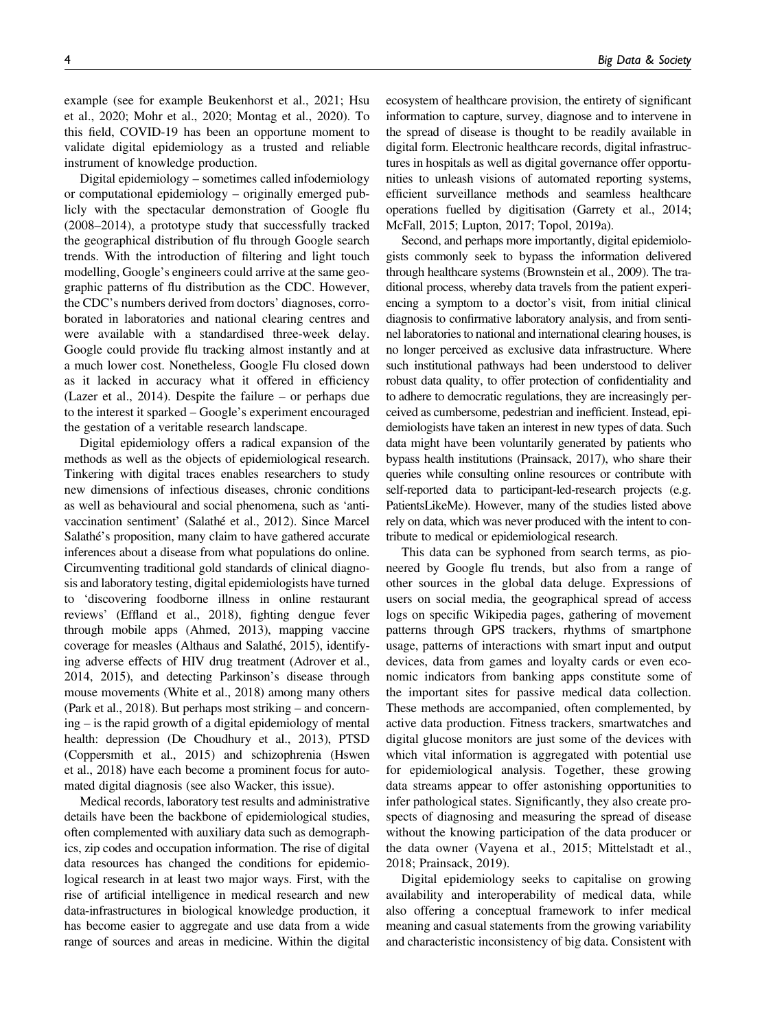example (see for example Beukenhorst et al., 2021; Hsu et al., 2020; Mohr et al., 2020; Montag et al., 2020). To this field, COVID-19 has been an opportune moment to validate digital epidemiology as a trusted and reliable instrument of knowledge production.

Digital epidemiology – sometimes called infodemiology or computational epidemiology – originally emerged publicly with the spectacular demonstration of Google flu (2008–2014), a prototype study that successfully tracked the geographical distribution of flu through Google search trends. With the introduction of filtering and light touch modelling, Google's engineers could arrive at the same geographic patterns of flu distribution as the CDC. However, the CDC's numbers derived from doctors' diagnoses, corroborated in laboratories and national clearing centres and were available with a standardised three-week delay. Google could provide flu tracking almost instantly and at a much lower cost. Nonetheless, Google Flu closed down as it lacked in accuracy what it offered in efficiency (Lazer et al., 2014). Despite the failure – or perhaps due to the interest it sparked – Google's experiment encouraged the gestation of a veritable research landscape.

Digital epidemiology offers a radical expansion of the methods as well as the objects of epidemiological research. Tinkering with digital traces enables researchers to study new dimensions of infectious diseases, chronic conditions as well as behavioural and social phenomena, such as 'anti-vaccination sentiment' (Salathé et al., 2012). Since Marcel Salathé's proposition, many claim to have gathered accurate inferences about a disease from what populations do online. Circumventing traditional gold standards of clinical diagnosis and laboratory testing, digital epidemiologists have turned to 'discovering foodborne illness in online restaurant reviews' (Effland et al., 2018), fighting dengue fever through mobile apps (Ahmed, 2013), mapping vaccine coverage for measles (Althaus and Salathé, 2015), identifying adverse effects of HIV drug treatment (Adrover et al., 2014, 2015), and detecting Parkinson's disease through mouse movements (White et al., 2018) among many others (Park et al., 2018). But perhaps most striking – and concerning – is the rapid growth of a digital epidemiology of mental health: depression (De Choudhury et al., 2013), PTSD (Coppersmith et al., 2015) and schizophrenia (Hswen et al., 2018) have each become a prominent focus for automated digital diagnosis (see also Wacker, this issue).

Medical records, laboratory test results and administrative details have been the backbone of epidemiological studies, often complemented with auxiliary data such as demographics, zip codes and occupation information. The rise of digital data resources has changed the conditions for epidemiological research in at least two major ways. First, with the rise of artificial intelligence in medical research and new data-infrastructures in biological knowledge production, it has become easier to aggregate and use data from a wide range of sources and areas in medicine. Within the digital ecosystem of healthcare provision, the entirety of significant information to capture, survey, diagnose and to intervene in the spread of disease is thought to be readily available in digital form. Electronic healthcare records, digital infrastructures in hospitals as well as digital governance offer opportunities to unleash visions of automated reporting systems, efficient surveillance methods and seamless healthcare operations fuelled by digitisation (Garrety et al., 2014; McFall, 2015; Lupton, 2017; Topol, 2019a).

Second, and perhaps more importantly, digital epidemiologists commonly seek to bypass the information delivered through healthcare systems (Brownstein et al., 2009). The traditional process, whereby data travels from the patient experiencing a symptom to a doctor's visit, from initial clinical diagnosis to confirmative laboratory analysis, and from sentinel laboratories to national and international clearing houses, is no longer perceived as exclusive data infrastructure. Where such institutional pathways had been understood to deliver robust data quality, to offer protection of confidentiality and to adhere to democratic regulations, they are increasingly perceived as cumbersome, pedestrian and inefficient. Instead, epidemiologists have taken an interest in new types of data. Such data might have been voluntarily generated by patients who bypass health institutions (Prainsack, 2017), who share their queries while consulting online resources or contribute with self-reported data to participant-led-research projects (e.g. PatientsLikeMe). However, many of the studies listed above rely on data, which was never produced with the intent to contribute to medical or epidemiological research.

This data can be syphoned from search terms, as pioneered by Google flu trends, but also from a range of other sources in the global data deluge. Expressions of users on social media, the geographical spread of access logs on specific Wikipedia pages, gathering of movement patterns through GPS trackers, rhythms of smartphone usage, patterns of interactions with smart input and output devices, data from games and loyalty cards or even economic indicators from banking apps constitute some of the important sites for passive medical data collection. These methods are accompanied, often complemented, by active data production. Fitness trackers, smartwatches and digital glucose monitors are just some of the devices with which vital information is aggregated with potential use for epidemiological analysis. Together, these growing data streams appear to offer astonishing opportunities to infer pathological states. Significantly, they also create prospects of diagnosing and measuring the spread of disease without the knowing participation of the data producer or the data owner (Vayena et al., 2015; Mittelstadt et al., 2018; Prainsack, 2019).

Digital epidemiology seeks to capitalise on growing availability and interoperability of medical data, while also offering a conceptual framework to infer medical meaning and casual statements from the growing variability and characteristic inconsistency of big data. Consistent with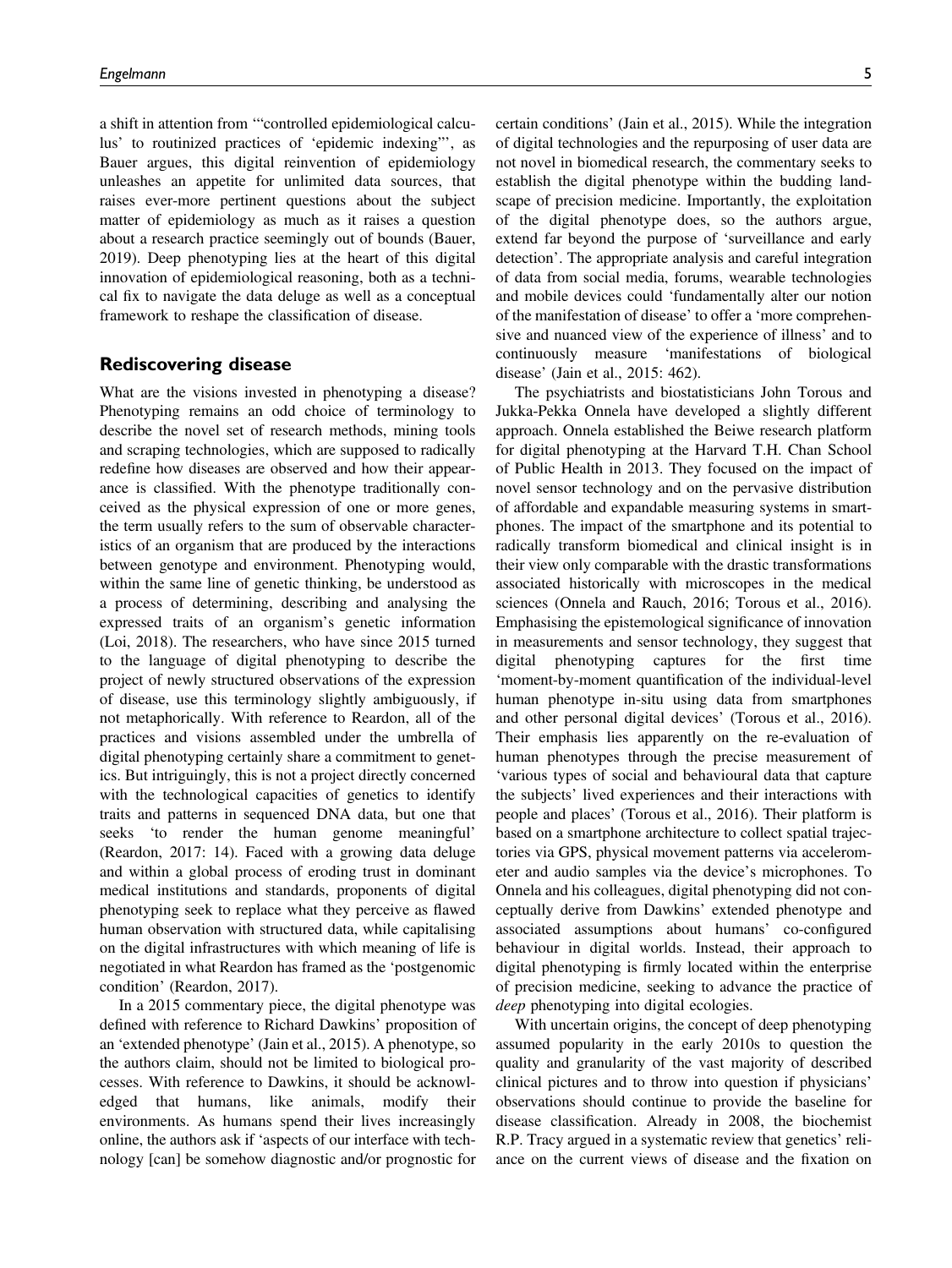a shift in attention from '"controlled epidemiological calculus' to routinized practices of 'epidemic indexing"', as Bauer argues, this digital reinvention of epidemiology unleashes an appetite for unlimited data sources, that raises ever-more pertinent questions about the subject matter of epidemiology as much as it raises a question about a research practice seemingly out of bounds (Bauer, 2019). Deep phenotyping lies at the heart of this digital innovation of epidemiological reasoning, both as a technical fix to navigate the data deluge as well as a conceptual framework to reshape the classification of disease.

## Rediscovering disease

What are the visions invested in phenotyping a disease? Phenotyping remains an odd choice of terminology to describe the novel set of research methods, mining tools and scraping technologies, which are supposed to radically redefine how diseases are observed and how their appearance is classified. With the phenotype traditionally conceived as the physical expression of one or more genes, the term usually refers to the sum of observable characteristics of an organism that are produced by the interactions between genotype and environment. Phenotyping would, within the same line of genetic thinking, be understood as a process of determining, describing and analysing the expressed traits of an organism's genetic information (Loi, 2018). The researchers, who have since 2015 turned to the language of digital phenotyping to describe the project of newly structured observations of the expression of disease, use this terminology slightly ambiguously, if not metaphorically. With reference to Reardon, all of the practices and visions assembled under the umbrella of digital phenotyping certainly share a commitment to genetics. But intriguingly, this is not a project directly concerned with the technological capacities of genetics to identify traits and patterns in sequenced DNA data, but one that seeks 'to render the human genome meaningful' (Reardon, 2017: 14). Faced with a growing data deluge and within a global process of eroding trust in dominant medical institutions and standards, proponents of digital phenotyping seek to replace what they perceive as flawed human observation with structured data, while capitalising on the digital infrastructures with which meaning of life is negotiated in what Reardon has framed as the 'postgenomic condition' (Reardon, 2017).

In a 2015 commentary piece, the digital phenotype was defined with reference to Richard Dawkins' proposition of an 'extended phenotype' (Jain et al., 2015). A phenotype, so the authors claim, should not be limited to biological processes. With reference to Dawkins, it should be acknowledged that humans, like animals, modify their environments. As humans spend their lives increasingly online, the authors ask if 'aspects of our interface with technology [can] be somehow diagnostic and/or prognostic for certain conditions' (Jain et al., 2015). While the integration of digital technologies and the repurposing of user data are not novel in biomedical research, the commentary seeks to establish the digital phenotype within the budding landscape of precision medicine. Importantly, the exploitation of the digital phenotype does, so the authors argue, extend far beyond the purpose of 'surveillance and early detection'. The appropriate analysis and careful integration of data from social media, forums, wearable technologies and mobile devices could 'fundamentally alter our notion of the manifestation of disease' to offer a 'more comprehensive and nuanced view of the experience of illness' and to continuously measure 'manifestations of biological disease' (Jain et al., 2015: 462).

The psychiatrists and biostatisticians John Torous and Jukka-Pekka Onnela have developed a slightly different approach. Onnela established the Beiwe research platform for digital phenotyping at the Harvard T.H. Chan School of Public Health in 2013. They focused on the impact of novel sensor technology and on the pervasive distribution of affordable and expandable measuring systems in smartphones. The impact of the smartphone and its potential to radically transform biomedical and clinical insight is in their view only comparable with the drastic transformations associated historically with microscopes in the medical sciences (Onnela and Rauch, 2016; Torous et al., 2016). Emphasising the epistemological significance of innovation in measurements and sensor technology, they suggest that digital phenotyping captures for the first time 'moment-by-moment quantification of the individual-level human phenotype in-situ using data from smartphones and other personal digital devices' (Torous et al., 2016). Their emphasis lies apparently on the re-evaluation of human phenotypes through the precise measurement of 'various types of social and behavioural data that capture the subjects' lived experiences and their interactions with people and places' (Torous et al., 2016). Their platform is based on a smartphone architecture to collect spatial trajectories via GPS, physical movement patterns via accelerometer and audio samples via the device's microphones. To Onnela and his colleagues, digital phenotyping did not conceptually derive from Dawkins' extended phenotype and associated assumptions about humans' co-configured behaviour in digital worlds. Instead, their approach to digital phenotyping is firmly located within the enterprise of precision medicine, seeking to advance the practice of *deep* phenotyping into digital ecologies.

With uncertain origins, the concept of deep phenotyping assumed popularity in the early 2010s to question the quality and granularity of the vast majority of described clinical pictures and to throw into question if physicians' observations should continue to provide the baseline for disease classification. Already in 2008, the biochemist R.P. Tracy argued in a systematic review that genetics' reliance on the current views of disease and the fixation on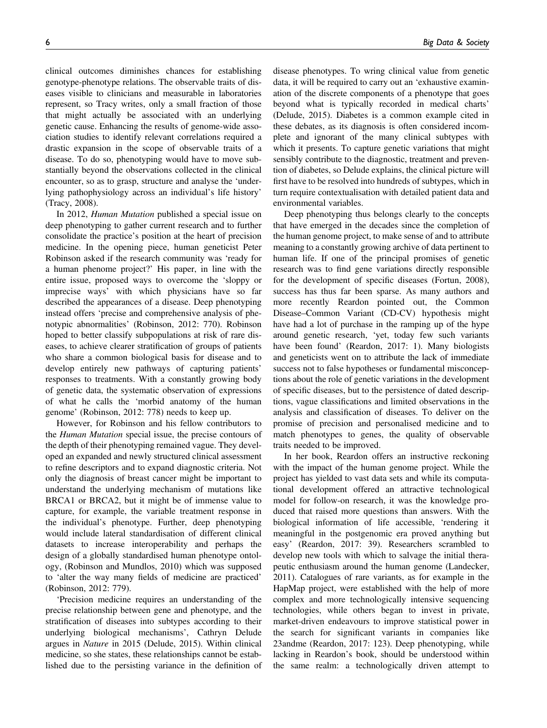clinical outcomes diminishes chances for establishing genotype-phenotype relations. The observable traits of diseases visible to clinicians and measurable in laboratories represent, so Tracy writes, only a small fraction of those that might actually be associated with an underlying genetic cause. Enhancing the results of genome-wide association studies to identify relevant correlations required a drastic expansion in the scope of observable traits of a disease. To do so, phenotyping would have to move substantially beyond the observations collected in the clinical encounter, so as to grasp, structure and analyse the 'underlying pathophysiology across an individual's life history' (Tracy, 2008).

In 2012, *Human Mutation* published a special issue on deep phenotyping to gather current research and to further consolidate the practice's position at the heart of precision medicine. In the opening piece, human geneticist Peter Robinson asked if the research community was 'ready for a human phenome project?' His paper, in line with the entire issue, proposed ways to overcome the 'sloppy or imprecise ways' with which physicians have so far described the appearances of a disease. Deep phenotyping instead offers 'precise and comprehensive analysis of phenotypic abnormalities' (Robinson, 2012: 770). Robinson hoped to better classify subpopulations at risk of rare diseases, to achieve clearer stratification of groups of patients who share a common biological basis for disease and to develop entirely new pathways of capturing patients' responses to treatments. With a constantly growing body of genetic data, the systematic observation of expressions of what he calls the 'morbid anatomy of the human genome' (Robinson, 2012: 778) needs to keep up.

However, for Robinson and his fellow contributors to the *Human Mutation* special issue, the precise contours of the depth of their phenotyping remained vague. They developed an expanded and newly structured clinical assessment to refine descriptors and to expand diagnostic criteria. Not only the diagnosis of breast cancer might be important to understand the underlying mechanism of mutations like BRCA1 or BRCA2, but it might be of immense value to capture, for example, the variable treatment response in the individual's phenotype. Further, deep phenotyping would include lateral standardisation of different clinical datasets to increase interoperability and perhaps the design of a globally standardised human phenotype ontology, (Robinson and Mundlos, 2010) which was supposed to 'alter the way many fields of medicine are practiced' (Robinson, 2012: 779).

'Precision medicine requires an understanding of the precise relationship between gene and phenotype, and the stratification of diseases into subtypes according to their underlying biological mechanisms', Cathryn Delude argues in *Nature* in 2015 (Delude, 2015). Within clinical medicine, so she states, these relationships cannot be established due to the persisting variance in the definition of disease phenotypes. To wring clinical value from genetic data, it will be required to carry out an 'exhaustive examination of the discrete components of a phenotype that goes beyond what is typically recorded in medical charts' (Delude, 2015). Diabetes is a common example cited in these debates, as its diagnosis is often considered incomplete and ignorant of the many clinical subtypes with which it presents. To capture genetic variations that might sensibly contribute to the diagnostic, treatment and prevention of diabetes, so Delude explains, the clinical picture will first have to be resolved into hundreds of subtypes, which in turn require contextualisation with detailed patient data and environmental variables.

Deep phenotyping thus belongs clearly to the concepts that have emerged in the decades since the completion of the human genome project, to make sense of and to attribute meaning to a constantly growing archive of data pertinent to human life. If one of the principal promises of genetic research was to find gene variations directly responsible for the development of specific diseases (Fortun, 2008), success has thus far been sparse. As many authors and more recently Reardon pointed out, the Common Disease–Common Variant (CD-CV) hypothesis might have had a lot of purchase in the ramping up of the hype around genetic research, 'yet, today few such variants have been found' (Reardon, 2017: 1). Many biologists and geneticists went on to attribute the lack of immediate success not to false hypotheses or fundamental misconceptions about the role of genetic variations in the development of specific diseases, but to the persistence of dated descriptions, vague classifications and limited observations in the analysis and classification of diseases. To deliver on the promise of precision and personalised medicine and to match phenotypes to genes, the quality of observable traits needed to be improved.

In her book, Reardon offers an instructive reckoning with the impact of the human genome project. While the project has yielded to vast data sets and while its computational development offered an attractive technological model for follow-on research, it was the knowledge produced that raised more questions than answers. With the biological information of life accessible, 'rendering it meaningful in the postgenomic era proved anything but easy' (Reardon, 2017: 39). Researchers scrambled to develop new tools with which to salvage the initial therapeutic enthusiasm around the human genome (Landecker, 2011). Catalogues of rare variants, as for example in the HapMap project, were established with the help of more complex and more technologically intensive sequencing technologies, while others began to invest in private, market-driven endeavours to improve statistical power in the search for significant variants in companies like 23andme (Reardon, 2017: 123). Deep phenotyping, while lacking in Reardon's book, should be understood within the same realm: a technologically driven attempt to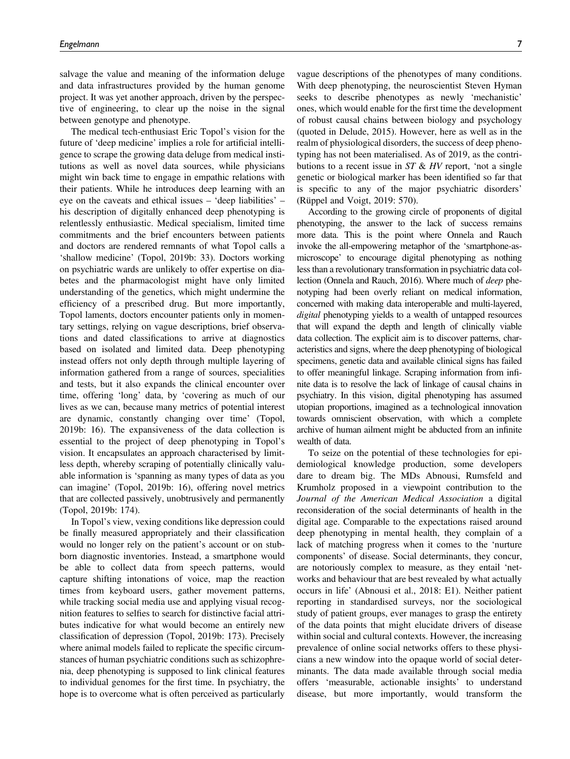salvage the value and meaning of the information deluge and data infrastructures provided by the human genome project. It was yet another approach, driven by the perspective of engineering, to clear up the noise in the signal between genotype and phenotype.

The medical tech-enthusiast Eric Topol's vision for the future of 'deep medicine' implies a role for artificial intelligence to scrape the growing data deluge from medical institutions as well as novel data sources, while physicians might win back time to engage in empathic relations with their patients. While he introduces deep learning with an eye on the caveats and ethical issues – 'deep liabilities' – his description of digitally enhanced deep phenotyping is relentlessly enthusiastic. Medical specialism, limited time commitments and the brief encounters between patients and doctors are rendered remnants of what Topol calls a 'shallow medicine' (Topol, 2019b: 33). Doctors working on psychiatric wards are unlikely to offer expertise on diabetes and the pharmacologist might have only limited understanding of the genetics, which might undermine the efficiency of a prescribed drug. But more importantly, Topol laments, doctors encounter patients only in momentary settings, relying on vague descriptions, brief observations and dated classifications to arrive at diagnostics based on isolated and limited data. Deep phenotyping instead offers not only depth through multiple layering of information gathered from a range of sources, specialities and tests, but it also expands the clinical encounter over time, offering 'long' data, by 'covering as much of our lives as we can, because many metrics of potential interest are dynamic, constantly changing over time' (Topol, 2019b: 16). The expansiveness of the data collection is essential to the project of deep phenotyping in Topol's vision. It encapsulates an approach characterised by limitless depth, whereby scraping of potentially clinically valuable information is 'spanning as many types of data as you can imagine' (Topol, 2019b: 16), offering novel metrics that are collected passively, unobtrusively and permanently (Topol, 2019b: 174).

In Topol's view, vexing conditions like depression could be finally measured appropriately and their classification would no longer rely on the patient's account or on stubborn diagnostic inventories. Instead, a smartphone would be able to collect data from speech patterns, would capture shifting intonations of voice, map the reaction times from keyboard users, gather movement patterns, while tracking social media use and applying visual recognition features to selfies to search for distinctive facial attributes indicative for what would become an entirely new classification of depression (Topol, 2019b: 173). Precisely where animal models failed to replicate the specific circumstances of human psychiatric conditions such as schizophrenia, deep phenotyping is supposed to link clinical features to individual genomes for the first time. In psychiatry, the hope is to overcome what is often perceived as particularly vague descriptions of the phenotypes of many conditions. With deep phenotyping, the neuroscientist Steven Hyman seeks to describe phenotypes as newly 'mechanistic' ones, which would enable for the first time the development of robust causal chains between biology and psychology (quoted in Delude, 2015). However, here as well as in the realm of physiological disorders, the success of deep phenotyping has not been materialised. As of 2019, as the contributions to a recent issue in *ST & HV* report, 'not a single genetic or biological marker has been identified so far that is specific to any of the major psychiatric disorders' (Rüppel and Voigt, 2019: 570).

According to the growing circle of proponents of digital phenotyping, the answer to the lack of success remains more data. This is the point where Onnela and Rauch invoke the all-empowering metaphor of the 'smartphone-as-microscope' to encourage digital phenotyping as nothing less than a revolutionary transformation in psychiatric data collection (Onnela and Rauch, 2016). Where much of *deep* phenotyping had been overly reliant on medical information, concerned with making data interoperable and multi-layered, *digital* phenotyping yields to a wealth of untapped resources that will expand the depth and length of clinically viable data collection. The explicit aim is to discover patterns, characteristics and signs, where the deep phenotyping of biological specimens, genetic data and available clinical signs has failed to offer meaningful linkage. Scraping information from infinite data is to resolve the lack of linkage of causal chains in psychiatry. In this vision, digital phenotyping has assumed utopian proportions, imagined as a technological innovation towards omniscient observation, with which a complete archive of human ailment might be abducted from an infinite wealth of data.

To seize on the potential of these technologies for epidemiological knowledge production, some developers dare to dream big. The MDs Abnousi, Rumsfeld and Krumholz proposed in a viewpoint contribution to the *Journal of the American Medical Association* a digital reconsideration of the social determinants of health in the digital age. Comparable to the expectations raised around deep phenotyping in mental health, they complain of a lack of matching progress when it comes to the 'nurture components' of disease. Social determinants, they concur, are notoriously complex to measure, as they entail 'networks and behaviour that are best revealed by what actually occurs in life' (Abnousi et al., 2018: E1). Neither patient reporting in standardised surveys, nor the sociological study of patient groups, ever manages to grasp the entirety of the data points that might elucidate drivers of disease within social and cultural contexts. However, the increasing prevalence of online social networks offers to these physicians a new window into the opaque world of social determinants. The data made available through social media offers 'measurable, actionable insights' to understand disease, but more importantly, would transform the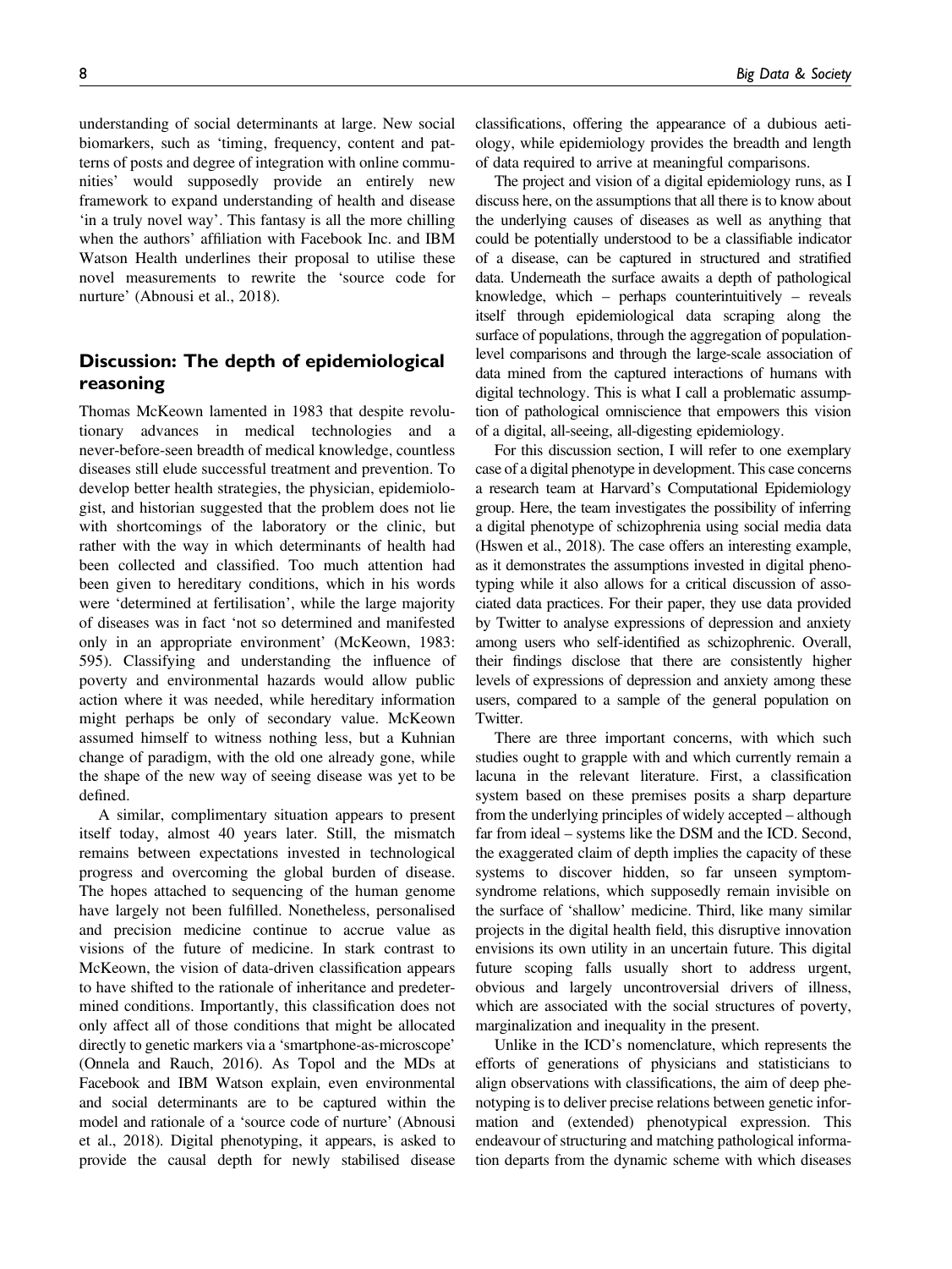understanding of social determinants at large. New social biomarkers, such as 'timing, frequency, content and patterns of posts and degree of integration with online communities' would supposedly provide an entirely new framework to expand understanding of health and disease 'in a truly novel way'. This fantasy is all the more chilling when the authors' affiliation with Facebook Inc. and IBM Watson Health underlines their proposal to utilise these novel measurements to rewrite the 'source code for nurture' (Abnousi et al., 2018).

## Discussion: The depth of epidemiological reasoning

Thomas McKeown lamented in 1983 that despite revolutionary advances in medical technologies and a never-before-seen breadth of medical knowledge, countless diseases still elude successful treatment and prevention. To develop better health strategies, the physician, epidemiologist, and historian suggested that the problem does not lie with shortcomings of the laboratory or the clinic, but rather with the way in which determinants of health had been collected and classified. Too much attention had been given to hereditary conditions, which in his words were 'determined at fertilisation', while the large majority of diseases was in fact 'not so determined and manifested only in an appropriate environment' (McKeown, 1983: 595). Classifying and understanding the influence of poverty and environmental hazards would allow public action where it was needed, while hereditary information might perhaps be only of secondary value. McKeown assumed himself to witness nothing less, but a Kuhnian change of paradigm, with the old one already gone, while the shape of the new way of seeing disease was yet to be defined.

A similar, complimentary situation appears to present itself today, almost 40 years later. Still, the mismatch remains between expectations invested in technological progress and overcoming the global burden of disease. The hopes attached to sequencing of the human genome have largely not been fulfilled. Nonetheless, personalised and precision medicine continue to accrue value as visions of the future of medicine. In stark contrast to McKeown, the vision of data-driven classification appears to have shifted to the rationale of inheritance and predetermined conditions. Importantly, this classification does not only affect all of those conditions that might be allocated directly to genetic markers via a 'smartphone-as-microscope' (Onnela and Rauch, 2016). As Topol and the MDs at Facebook and IBM Watson explain, even environmental and social determinants are to be captured within the model and rationale of a 'source code of nurture' (Abnousi et al., 2018). Digital phenotyping, it appears, is asked to provide the causal depth for newly stabilised disease classifications, offering the appearance of a dubious aetiology, while epidemiology provides the breadth and length of data required to arrive at meaningful comparisons.

The project and vision of a digital epidemiology runs, as I discuss here, on the assumptions that all there is to know about the underlying causes of diseases as well as anything that could be potentially understood to be a classifiable indicator of a disease, can be captured in structured and stratified data. Underneath the surface awaits a depth of pathological knowledge, which – perhaps counterintuitively – reveals itself through epidemiological data scraping along the surface of populations, through the aggregation of population-level comparisons and through the large-scale association of data mined from the captured interactions of humans with digital technology. This is what I call a problematic assumption of pathological omniscience that empowers this vision of a digital, all-seeing, all-digesting epidemiology.

For this discussion section, I will refer to one exemplary case of a digital phenotype in development. This case concerns a research team at Harvard's Computational Epidemiology group. Here, the team investigates the possibility of inferring a digital phenotype of schizophrenia using social media data (Hswen et al., 2018). The case offers an interesting example, as it demonstrates the assumptions invested in digital phenotyping while it also allows for a critical discussion of associated data practices. For their paper, they use data provided by Twitter to analyse expressions of depression and anxiety among users who self-identified as schizophrenic. Overall, their findings disclose that there are consistently higher levels of expressions of depression and anxiety among these users, compared to a sample of the general population on Twitter.

There are three important concerns, with which such studies ought to grapple with and which currently remain a lacuna in the relevant literature. First, a classification system based on these premises posits a sharp departure from the underlying principles of widely accepted – although far from ideal – systems like the DSM and the ICD. Second, the exaggerated claim of depth implies the capacity of these systems to discover hidden, so far unseen symptom-syndrome relations, which supposedly remain invisible on the surface of 'shallow' medicine. Third, like many similar projects in the digital health field, this disruptive innovation envisions its own utility in an uncertain future. This digital future scoping falls usually short to address urgent, obvious and largely uncontroversial drivers of illness, which are associated with the social structures of poverty, marginalization and inequality in the present.

Unlike in the ICD's nomenclature, which represents the efforts of generations of physicians and statisticians to align observations with classifications, the aim of deep phenotyping is to deliver precise relations between genetic information and (extended) phenotypical expression. This endeavour of structuring and matching pathological information departs from the dynamic scheme with which diseases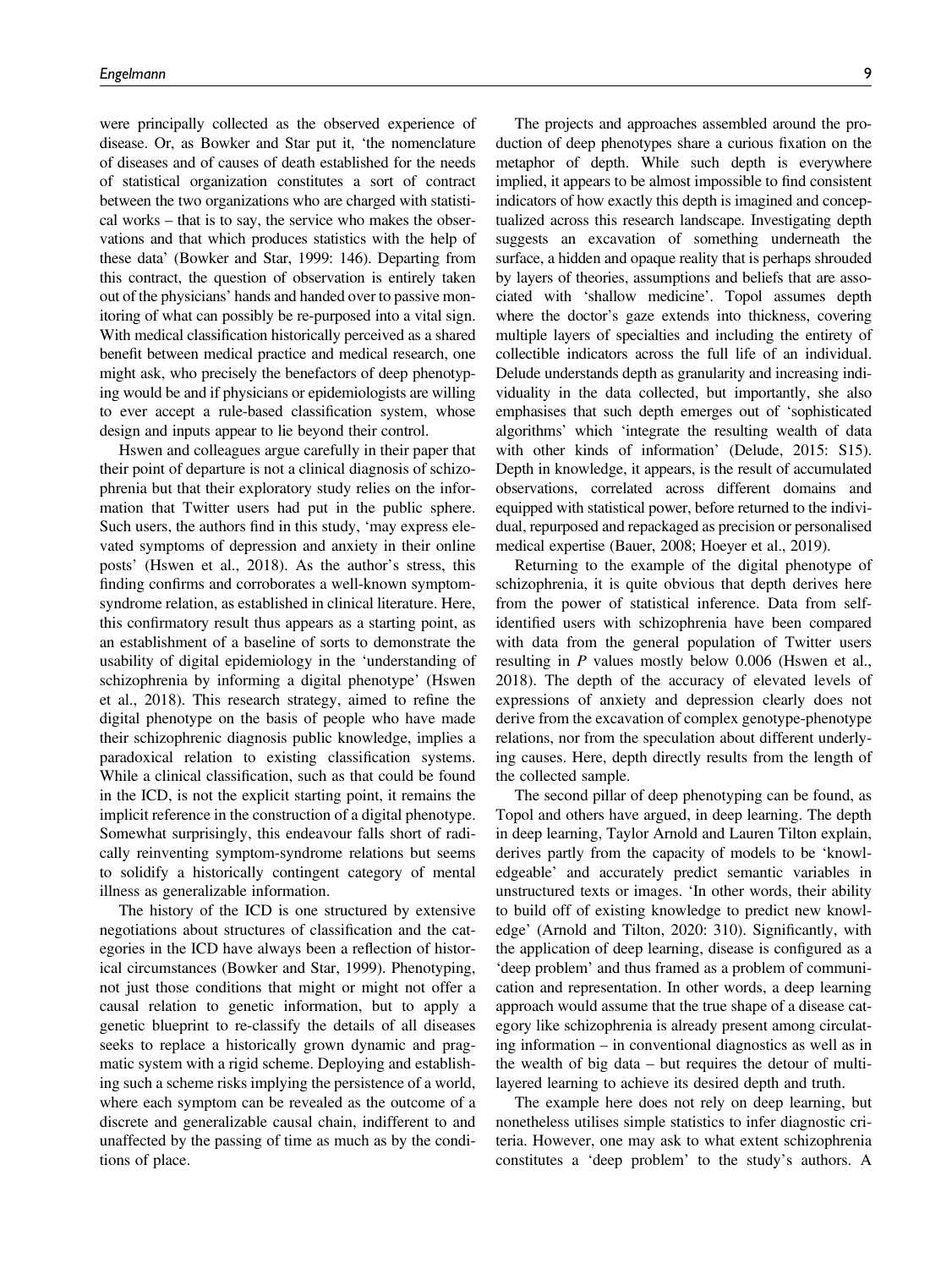were principally collected as the observed experience of disease. Or, as Bowker and Star put it, 'the nomenclature of diseases and of causes of death established for the needs of statistical organization constitutes a sort of contract between the two organizations who are charged with statistical works – that is to say, the service who makes the observations and that which produces statistics with the help of these data' (Bowker and Star, 1999: 146). Departing from this contract, the question of observation is entirely taken out of the physicians' hands and handed over to passive monitoring of what can possibly be re-purposed into a vital sign. With medical classification historically perceived as a shared benefit between medical practice and medical research, one might ask, who precisely the benefactors of deep phenotyping would be and if physicians or epidemiologists are willing to ever accept a rule-based classification system, whose design and inputs appear to lie beyond their control.

Hswen and colleagues argue carefully in their paper that their point of departure is not a clinical diagnosis of schizophrenia but that their exploratory study relies on the information that Twitter users had put in the public sphere. Such users, the authors find in this study, 'may express elevated symptoms of depression and anxiety in their online posts' (Hswen et al., 2018). As the author's stress, this finding confirms and corroborates a well-known symptom-syndrome relation, as established in clinical literature. Here, this confirmatory result thus appears as a starting point, as an establishment of a baseline of sorts to demonstrate the usability of digital epidemiology in the 'understanding of schizophrenia by informing a digital phenotype' (Hswen et al., 2018). This research strategy, aimed to refine the digital phenotype on the basis of people who have made their schizophrenic diagnosis public knowledge, implies a paradoxical relation to existing classification systems. While a clinical classification, such as that could be found in the ICD, is not the explicit starting point, it remains the implicit reference in the construction of a digital phenotype. Somewhat surprisingly, this endeavour falls short of radically reinventing symptom-syndrome relations but seems to solidify a historically contingent category of mental illness as generalizable information.

The history of the ICD is one structured by extensive negotiations about structures of classification and the categories in the ICD have always been a reflection of historical circumstances (Bowker and Star, 1999). Phenotyping, not just those conditions that might or might not offer a causal relation to genetic information, but to apply a genetic blueprint to re-classify the details of all diseases seeks to replace a historically grown dynamic and pragmatic system with a rigid scheme. Deploying and establishing such a scheme risks implying the persistence of a world, where each symptom can be revealed as the outcome of a discrete and generalizable causal chain, indifferent to and unaffected by the passing of time as much as by the conditions of place.

The projects and approaches assembled around the production of deep phenotypes share a curious fixation on the metaphor of depth. While such depth is everywhere implied, it appears to be almost impossible to find consistent indicators of how exactly this depth is imagined and conceptualized across this research landscape. Investigating depth suggests an excavation of something underneath the surface, a hidden and opaque reality that is perhaps shrouded by layers of theories, assumptions and beliefs that are associated with 'shallow medicine'. Topol assumes depth where the doctor's gaze extends into thickness, covering multiple layers of specialties and including the entirety of collectible indicators across the full life of an individual. Delude understands depth as granularity and increasing individuality in the data collected, but importantly, she also emphasises that such depth emerges out of 'sophisticated algorithms' which 'integrate the resulting wealth of data with other kinds of information' (Delude, 2015: S15). Depth in knowledge, it appears, is the result of accumulated observations, correlated across different domains and equipped with statistical power, before returned to the individual, repurposed and repackaged as precision or personalised medical expertise (Bauer, 2008; Hoeyer et al., 2019).

Returning to the example of the digital phenotype of schizophrenia, it is quite obvious that depth derives here from the power of statistical inference. Data from self-identified users with schizophrenia have been compared with data from the general population of Twitter users resulting in $P$ values mostly below 0.006 (Hswen et al., 2018). The depth of the accuracy of elevated levels of expressions of anxiety and depression clearly does not derive from the excavation of complex genotype-phenotype relations, nor from the speculation about different underlying causes. Here, depth directly results from the length of the collected sample.

The second pillar of deep phenotyping can be found, as Topol and others have argued, in deep learning. The depth in deep learning, Taylor Arnold and Lauren Tilton explain, derives partly from the capacity of models to be 'knowledgeable' and accurately predict semantic variables in unstructured texts or images. 'In other words, their ability to build off of existing knowledge to predict new knowledge' (Arnold and Tilton, 2020: 310). Significantly, with the application of deep learning, disease is configured as a 'deep problem' and thus framed as a problem of communication and representation. In other words, a deep learning approach would assume that the true shape of a disease category like schizophrenia is already present among circulating information – in conventional diagnostics as well as in the wealth of big data – but requires the detour of multilayered learning to achieve its desired depth and truth.

The example here does not rely on deep learning, but nonetheless utilises simple statistics to infer diagnostic criteria. However, one may ask to what extent schizophrenia constitutes a 'deep problem' to the study's authors. A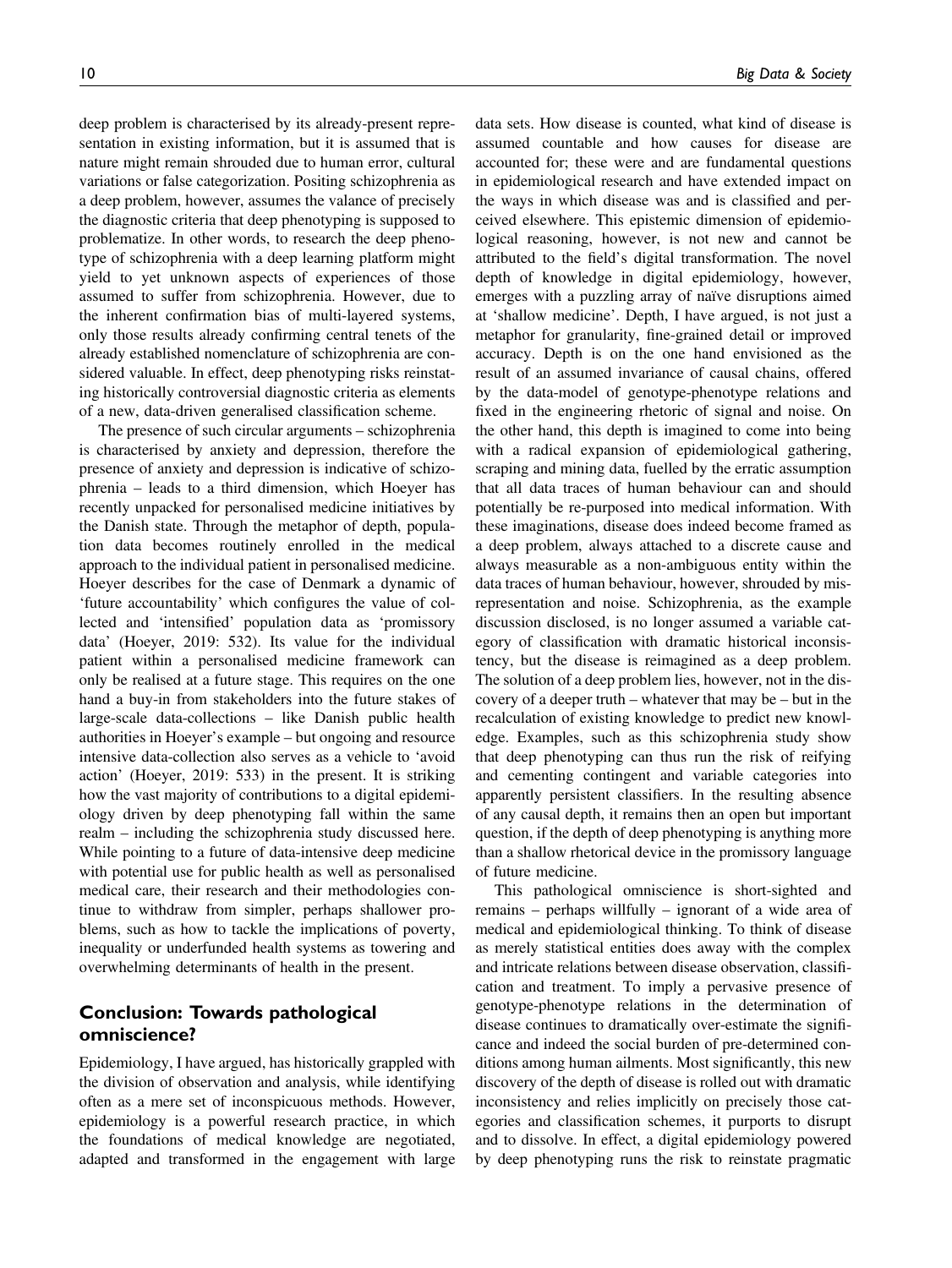deep problem is characterised by its already-present representation in existing information, but it is assumed that is nature might remain shrouded due to human error, cultural variations or false categorization. Positing schizophrenia as a deep problem, however, assumes the valance of precisely the diagnostic criteria that deep phenotyping is supposed to problematize. In other words, to research the deep phenotype of schizophrenia with a deep learning platform might yield to yet unknown aspects of experiences of those assumed to suffer from schizophrenia. However, due to the inherent confirmation bias of multi-layered systems, only those results already confirming central tenets of the already established nomenclature of schizophrenia are considered valuable. In effect, deep phenotyping risks reinstating historically controversial diagnostic criteria as elements of a new, data-driven generalised classification scheme.

The presence of such circular arguments – schizophrenia is characterised by anxiety and depression, therefore the presence of anxiety and depression is indicative of schizophrenia – leads to a third dimension, which Hoeyer has recently unpacked for personalised medicine initiatives by the Danish state. Through the metaphor of depth, population data becomes routinely enrolled in the medical approach to the individual patient in personalised medicine. Hoeyer describes for the case of Denmark a dynamic of 'future accountability' which configures the value of collected and 'intensified' population data as 'promissory data' (Hoeyer, 2019: 532). Its value for the individual patient within a personalised medicine framework can only be realised at a future stage. This requires on the one hand a buy-in from stakeholders into the future stakes of large-scale data-collections – like Danish public health authorities in Hoeyer's example – but ongoing and resource intensive data-collection also serves as a vehicle to 'avoid action' (Hoeyer, 2019: 533) in the present. It is striking how the vast majority of contributions to a digital epidemiology driven by deep phenotyping fall within the same realm – including the schizophrenia study discussed here. While pointing to a future of data-intensive deep medicine with potential use for public health as well as personalised medical care, their research and their methodologies continue to withdraw from simpler, perhaps shallower problems, such as how to tackle the implications of poverty, inequality or underfunded health systems as towering and overwhelming determinants of health in the present.

## Conclusion: Towards pathological omniscience?

Epidemiology, I have argued, has historically grappled with the division of observation and analysis, while identifying often as a mere set of inconspicuous methods. However, epidemiology is a powerful research practice, in which the foundations of medical knowledge are negotiated, adapted and transformed in the engagement with large data sets. How disease is counted, what kind of disease is assumed countable and how causes for disease are accounted for; these were and are fundamental questions in epidemiological research and have extended impact on the ways in which disease was and is classified and perceived elsewhere. This epistemic dimension of epidemiological reasoning, however, is not new and cannot be attributed to the field's digital transformation. The novel depth of knowledge in digital epidemiology, however, emerges with a puzzling array of naïve disruptions aimed at 'shallow medicine'. Depth, I have argued, is not just a metaphor for granularity, fine-grained detail or improved accuracy. Depth is on the one hand envisioned as the result of an assumed invariance of causal chains, offered by the data-model of genotype-phenotype relations and fixed in the engineering rhetoric of signal and noise. On the other hand, this depth is imagined to come into being with a radical expansion of epidemiological gathering, scraping and mining data, fuelled by the erratic assumption that all data traces of human behaviour can and should potentially be re-purposed into medical information. With these imaginations, disease does indeed become framed as a deep problem, always attached to a discrete cause and always measurable as a non-ambiguous entity within the data traces of human behaviour, however, shrouded by misrepresentation and noise. Schizophrenia, as the example discussion disclosed, is no longer assumed a variable category of classification with dramatic historical inconsistency, but the disease is reimagined as a deep problem. The solution of a deep problem lies, however, not in the discovery of a deeper truth – whatever that may be – but in the recalculation of existing knowledge to predict new knowledge. Examples, such as this schizophrenia study show that deep phenotyping can thus run the risk of reifying and cementing contingent and variable categories into apparently persistent classifiers. In the resulting absence of any causal depth, it remains then an open but important question, if the depth of deep phenotyping is anything more than a shallow rhetorical device in the promissory language of future medicine.

This pathological omniscience is short-sighted and remains – perhaps willfully – ignorant of a wide area of medical and epidemiological thinking. To think of disease as merely statistical entities does away with the complex and intricate relations between disease observation, classification and treatment. To imply a pervasive presence of genotype-phenotype relations in the determination of disease continues to dramatically over-estimate the significance and indeed the social burden of pre-determined conditions among human ailments. Most significantly, this new discovery of the depth of disease is rolled out with dramatic inconsistency and relies implicitly on precisely those categories and classification schemes, it purports to disrupt and to dissolve. In effect, a digital epidemiology powered by deep phenotyping runs the risk to reinstate pragmatic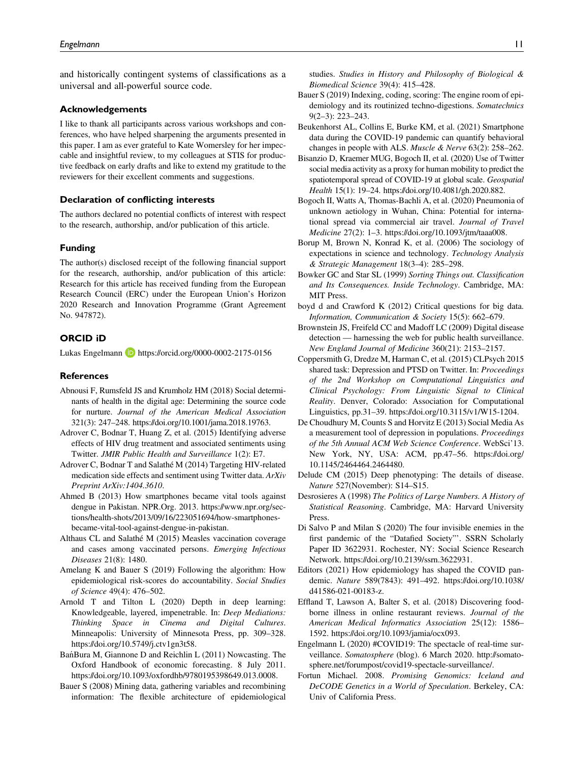and historically contingent systems of classifications as a universal and all-powerful source code.

### Acknowledgements

I like to thank all participants across various workshops and conferences, who have helped sharpening the arguments presented in this paper. I am as ever grateful to Kate Womersley for her impeccable and insightful review, to my colleagues at STIS for productive feedback on early drafts and like to extend my gratitude to the reviewers for their excellent comments and suggestions.

### Declaration of conflicting interests

The authors declared no potential conflicts of interest with respect to the research, authorship, and/or publication of this article.

### Funding

The author(s) disclosed receipt of the following financial support for the research, authorship, and/or publication of this article: Research for this article has received funding from the European Research Council (ERC) under the European Union's Horizon 2020 Research and Innovation Programme (Grant Agreement No. 947872).

### ORCID iD

Lukas Engelmann https://orcid.org/0000-0002-2175-0156

### References

Abnousi F, Rumsfeld JS and Krumholz HM (2018) Social determinants of health in the digital age: Determining the source code for nurture. *Journal of the American Medical Association* 321(3): 247–248. https://doi.org/10.1001/jama.2018.19763.

Adrover C, Bodnar T, Huang Z, et al. (2015) Identifying adverse effects of HIV drug treatment and associated sentiments using Twitter. *JMIR Public Health and Surveillance* 1(2): E7.

Adrover C, Bodnar T and Salathé M (2014) Targeting HIV-related medication side effects and sentiment using Twitter data. *ArXiv Preprint ArXiv:1404.3610*.

Ahmed B (2013) How smartphones became vital tools against dengue in Pakistan. NPR.Org. 2013. https://www.npr.org/sections/health-shots/2013/09/16/223051694/how-smartphones-became-vital-tool-against-dengue-in-pakistan.

Althaus CL and Salathé M (2015) Measles vaccination coverage and cases among vaccinated persons. *Emerging Infectious Diseases* 21(8): 1480.

Amelang K and Bauer S (2019) Following the algorithm: How epidemiological risk-scores do accountability. *Social Studies of Science* 49(4): 476–502.

Arnold T and Tilton L (2020) Depth in deep learning: Knowledgeable, layered, impenetrable. In: *Deep Mediations: Thinking Space in Cinema and Digital Cultures*. Minneapolis: University of Minnesota Press, pp. 309–328. https://doi.org/10.5749/j.ctv1gn3t58.

Bańbura M, Giannone D and Reichlin L (2011) Nowcasting. The Oxford Handbook of economic forecasting. 8 July 2011. https://doi.org/10.1093/oxfordhb/9780195398649.013.0008.

Bauer S (2008) Mining data, gathering variables and recombining information: The flexible architecture of epidemiological studies. *Studies in History and Philosophy of Biological & Biomedical Science* 39(4): 415–428.

Bauer S (2019) Indexing, coding, scoring: The engine room of epidemiology and its routinized techno-digestions. *Somatechnics* 9(2–3): 223–243.

Beukenhorst AL, Collins E, Burke KM, et al. (2021) Smartphone data during the COVID-19 pandemic can quantify behavioral changes in people with ALS. *Muscle & Nerve* 63(2): 258–262.

Bisanzio D, Kraemer MUG, Bogoch II, et al. (2020) Use of Twitter social media activity as a proxy for human mobility to predict the spatiotemporal spread of COVID-19 at global scale. *Geospatial Health* 15(1): 19–24. https://doi.org/10.4081/gh.2020.882.

Bogoch II, Watts A, Thomas-Bachli A, et al. (2020) Pneumonia of unknown aetiology in Wuhan, China: Potential for international spread via commercial air travel. *Journal of Travel Medicine* 27(2): 1–3. https://doi.org/10.1093/jtm/taaa008.

Borup M, Brown N, Konrad K, et al. (2006) The sociology of expectations in science and technology. *Technology Analysis & Strategic Management* 18(3–4): 285–298.

Bowker GC and Star SL (1999) *Sorting Things out. Classification and Its Consequences. Inside Technology*. Cambridge, MA: MIT Press.

boyd d and Crawford K (2012) Critical questions for big data. *Information, Communication & Society* 15(5): 662–679.

Brownstein JS, Freifeld CC and Madoff LC (2009) Digital disease detection — harnessing the web for public health surveillance. *New England Journal of Medicine* 360(21): 2153–2157.

Coppersmith G, Dredze M, Harman C, et al. (2015) CLPsych 2015 shared task: Depression and PTSD on Twitter. In: *Proceedings of the 2nd Workshop on Computational Linguistics and Clinical Psychology: From Linguistic Signal to Clinical Reality*. Denver, Colorado: Association for Computational Linguistics, pp.31–39. https://doi.org/10.3115/v1/W15-1204.

De Choudhury M, Counts S and Horvitz E (2013) Social Media As a measurement tool of depression in populations. *Proceedings of the 5th Annual ACM Web Science Conference*. WebSci'13. New York, NY, USA: ACM, pp.47–56. https://doi.org/10.1145/2464464.2464480.

Delude CM (2015) Deep phenotyping: The details of disease. *Nature* 527(November): S14–S15.

Desrosieres A (1998) *The Politics of Large Numbers. A History of Statistical Reasoning*. Cambridge, MA: Harvard University Press.

Di Salvo P and Milan S (2020) The four invisible enemies in the first pandemic of the "Datafied Society"'. SSRN Scholarly Paper ID 3622931. Rochester, NY: Social Science Research Network. https://doi.org/10.2139/ssrn.3622931.

Editors (2021) How epidemiology has shaped the COVID pandemic. *Nature* 589(7843): 491–492. https://doi.org/10.1038/d41586-021-00183-z.

Effland T, Lawson A, Balter S, et al. (2018) Discovering foodborne illness in online restaurant reviews. *Journal of the American Medical Informatics Association* 25(12): 1586–1592. https://doi.org/10.1093/jamia/ocx093.

Engelmann L (2020) #COVID19: The spectacle of real-time surveillance. *Somatosphere* (blog). 6 March 2020. http://somatosphere.net/forumpost/covid19-spectacle-surveillance/.

Fortun Michael. 2008. *Promising Genomics: Iceland and DeCODE Genetics in a World of Speculation*. Berkeley, CA: Univ of California Press.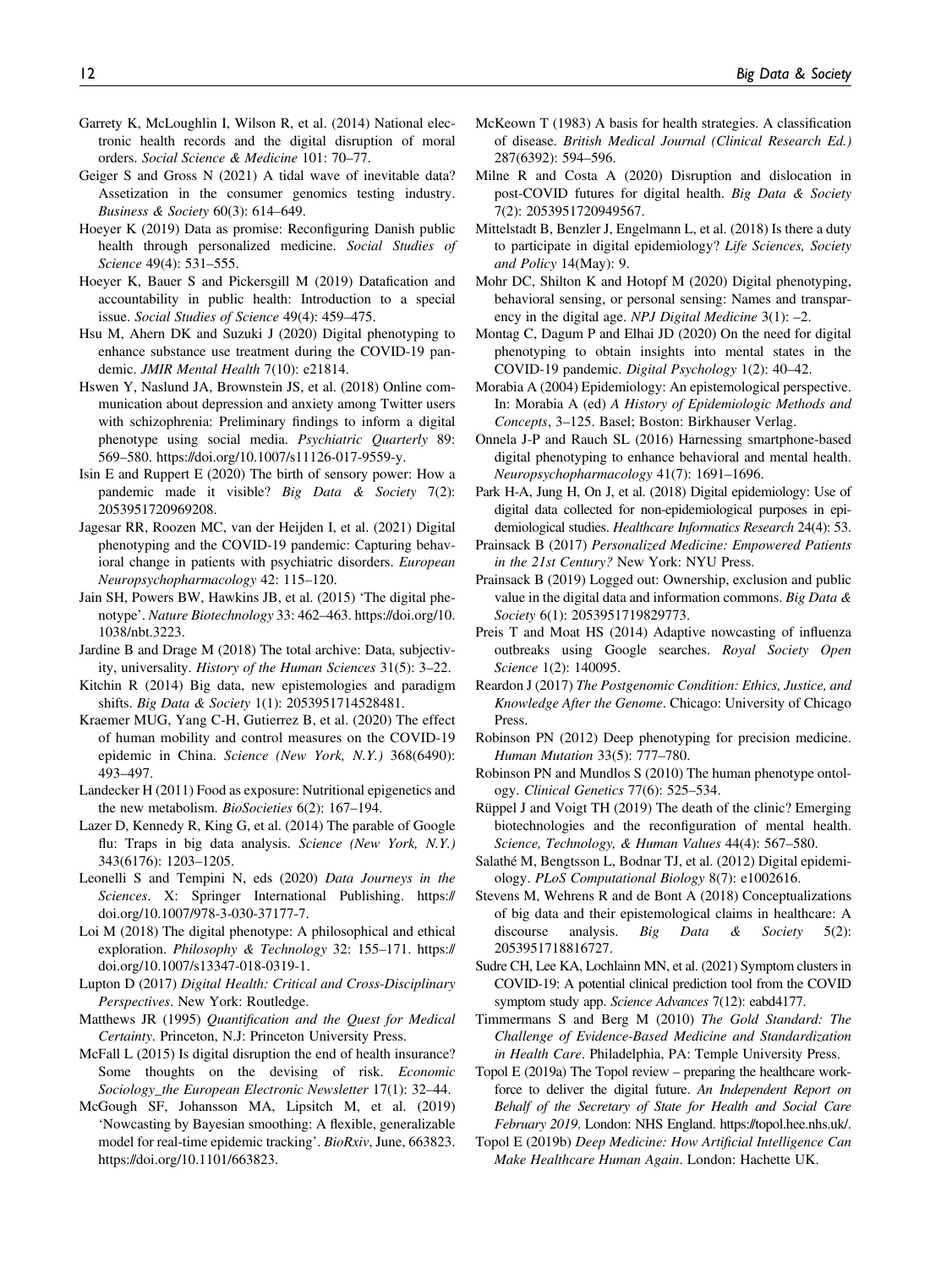Garrety K, McLoughlin I, Wilson R, et al. (2014) National electronic health records and the digital disruption of moral orders. *Social Science & Medicine* 101: 70–77.

Geiger S and Gross N (2021) A tidal wave of inevitable data? Assetization in the consumer genomics testing industry. *Business & Society* 60(3): 614–649.

Hoeyer K (2019) Data as promise: Reconfiguring Danish public health through personalized medicine. *Social Studies of Science* 49(4): 531–555.

Hoeyer K, Bauer S and Pickersgill M (2019) Datafication and accountability in public health: Introduction to a special issue. *Social Studies of Science* 49(4): 459–475.

Hsu M, Ahern DK and Suzuki J (2020) Digital phenotyping to enhance substance use treatment during the COVID-19 pandemic. *JMIR Mental Health* 7(10): e21814.

Hswen Y, Naslund JA, Brownstein JS, et al. (2018) Online communication about depression and anxiety among Twitter users with schizophrenia: Preliminary findings to inform a digital phenotype using social media. *Psychiatric Quarterly* 89: 569–580. https://doi.org/10.1007/s11126-017-9559-y.

Isin E and Ruppert E (2020) The birth of sensory power: How a pandemic made it visible? *Big Data & Society* 7(2): 2053951720969208.

Jagesar RR, Roozen MC, van der Heijden I, et al. (2021) Digital phenotyping and the COVID-19 pandemic: Capturing behavioral change in patients with psychiatric disorders. *European Neuropsychopharmacology* 42: 115–120.

Jain SH, Powers BW, Hawkins JB, et al. (2015) 'The digital phenotype'. *Nature Biotechnology* 33: 462–463. https://doi.org/10.1038/nbt.3223.

Jardine B and Drage M (2018) The total archive: Data, subjectivity, universality. *History of the Human Sciences* 31(5): 3–22.

Kitchin R (2014) Big data, new epistemologies and paradigm shifts. *Big Data & Society* 1(1): 2053951714528481.

Kraemer MUG, Yang C-H, Gutierrez B, et al. (2020) The effect of human mobility and control measures on the COVID-19 epidemic in China. *Science (New York, N.Y.)* 368(6490): 493–497.

Landecker H (2011) Food as exposure: Nutritional epigenetics and the new metabolism. *BioSocieties* 6(2): 167–194.

Lazer D, Kennedy R, King G, et al. (2014) The parable of Google flu: Traps in big data analysis. *Science (New York, N.Y.)* 343(6176): 1203–1205.

Leonelli S and Tempini N, eds (2020) *Data Journeys in the Sciences*. X: Springer International Publishing. https://doi.org/10.1007/978-3-030-37177-7.

Loi M (2018) The digital phenotype: A philosophical and ethical exploration. *Philosophy & Technology* 32: 155–171. https://doi.org/10.1007/s13347-018-0319-1.

Lupton D (2017) *Digital Health: Critical and Cross-Disciplinary Perspectives*. New York: Routledge.

Matthews JR (1995) *Quantification and the Quest for Medical Certainty*. Princeton, N.J: Princeton University Press.

McFall L (2015) Is digital disruption the end of health insurance? Some thoughts on the devising of risk. *Economic Sociology_the European Electronic Newsletter* 17(1): 32–44.

McGough SF, Johansson MA, Lipsitch M, et al. (2019) 'Nowcasting by Bayesian smoothing: A flexible, generalizable model for real-time epidemic tracking'. *BioRxiv*, June, 663823. https://doi.org/10.1101/663823.

McKeown T (1983) A basis for health strategies. A classification of disease. *British Medical Journal (Clinical Research Ed.)* 287(6392): 594–596.

Milne R and Costa A (2020) Disruption and dislocation in post-COVID futures for digital health. *Big Data & Society* 7(2): 2053951720949567.

Mittelstadt B, Benzler J, Engelmann L, et al. (2018) Is there a duty to participate in digital epidemiology? *Life Sciences, Society and Policy* 14(May): 9.

Mohr DC, Shilton K and Hotopf M (2020) Digital phenotyping, behavioral sensing, or personal sensing: Names and transparency in the digital age. *NPJ Digital Medicine* 3(1): –2.

Montag C, Dagum P and Elhai JD (2020) On the need for digital phenotyping to obtain insights into mental states in the COVID-19 pandemic. *Digital Psychology* 1(2): 40–42.

Morabia A (2004) Epidemiology: An epistemological perspective. In: Morabia A (ed) *A History of Epidemiologic Methods and Concepts*, 3–125. Basel; Boston: Birkhauser Verlag.

Onnela J-P and Rauch SL (2016) Harnessing smartphone-based digital phenotyping to enhance behavioral and mental health. *Neuropsychopharmacology* 41(7): 1691–1696.

Park H-A, Jung H, On J, et al. (2018) Digital epidemiology: Use of digital data collected for non-epidemiological purposes in epidemiological studies. *Healthcare Informatics Research* 24(4): 53.

Prainsack B (2017) *Personalized Medicine: Empowered Patients in the 21st Century?* New York: NYU Press.

Prainsack B (2019) Logged out: Ownership, exclusion and public value in the digital data and information commons. *Big Data & Society* 6(1): 2053951719829773.

Preis T and Moat HS (2014) Adaptive nowcasting of influenza outbreaks using Google searches. *Royal Society Open Science* 1(2): 140095.

Reardon J (2017) *The Postgenomic Condition: Ethics, Justice, and Knowledge After the Genome*. Chicago: University of Chicago Press.

Robinson PN (2012) Deep phenotyping for precision medicine. *Human Mutation* 33(5): 777–780.

Robinson PN and Mundlos S (2010) The human phenotype ontology. *Clinical Genetics* 77(6): 525–534.

Rüppel J and Voigt TH (2019) The death of the clinic? Emerging biotechnologies and the reconfiguration of mental health. *Science, Technology, & Human Values* 44(4): 567–580.

Salathé M, Bengtsson L, Bodnar TJ, et al. (2012) Digital epidemiology. *PLoS Computational Biology* 8(7): e1002616.

Stevens M, Wehrens R and de Bont A (2018) Conceptualizations of big data and their epistemological claims in healthcare: A discourse analysis. *Big Data & Society* 5(2): 2053951718816727.

Sudre CH, Lee KA, Lochlainn MN, et al. (2021) Symptom clusters in COVID-19: A potential clinical prediction tool from the COVID symptom study app. *Science Advances* 7(12): eabd4177.

Timmermans S and Berg M (2010) *The Gold Standard: The Challenge of Evidence-Based Medicine and Standardization in Health Care*. Philadelphia, PA: Temple University Press.

Topol E (2019a) The Topol review – preparing the healthcare workforce to deliver the digital future. *An Independent Report on Behalf of the Secretary of State for Health and Social Care February 2019*. London: NHS England. https://topol.hee.nhs.uk/.

Topol E (2019b) *Deep Medicine: How Artificial Intelligence Can Make Healthcare Human Again*. London: Hachette UK.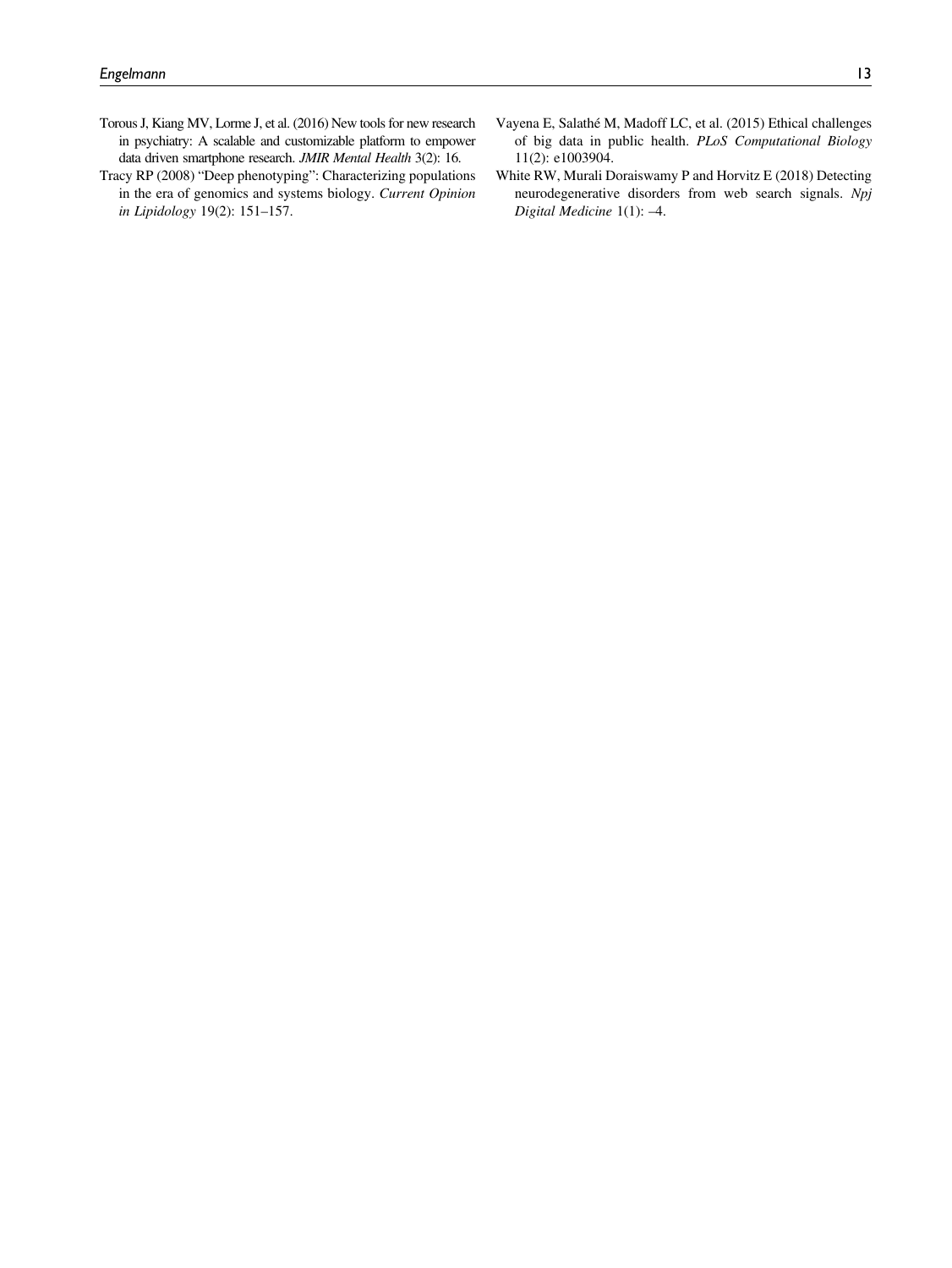Torous J, Kiang MV, Lorme J, et al. (2016) New tools for new research in psychiatry: A scalable and customizable platform to empower data driven smartphone research. *JMIR Mental Health* 3(2): 16.

Tracy RP (2008) "Deep phenotyping": Characterizing populations in the era of genomics and systems biology. *Current Opinion in Lipidology* 19(2): 151–157.

Vayena E, Salathé M, Madoff LC, et al. (2015) Ethical challenges of big data in public health. *PLoS Computational Biology* 11(2): e1003904.

White RW, Murali Doraiswamy P and Horvitz E (2018) Detecting neurodegenerative disorders from web search signals. *Npj Digital Medicine* 1(1): –4.